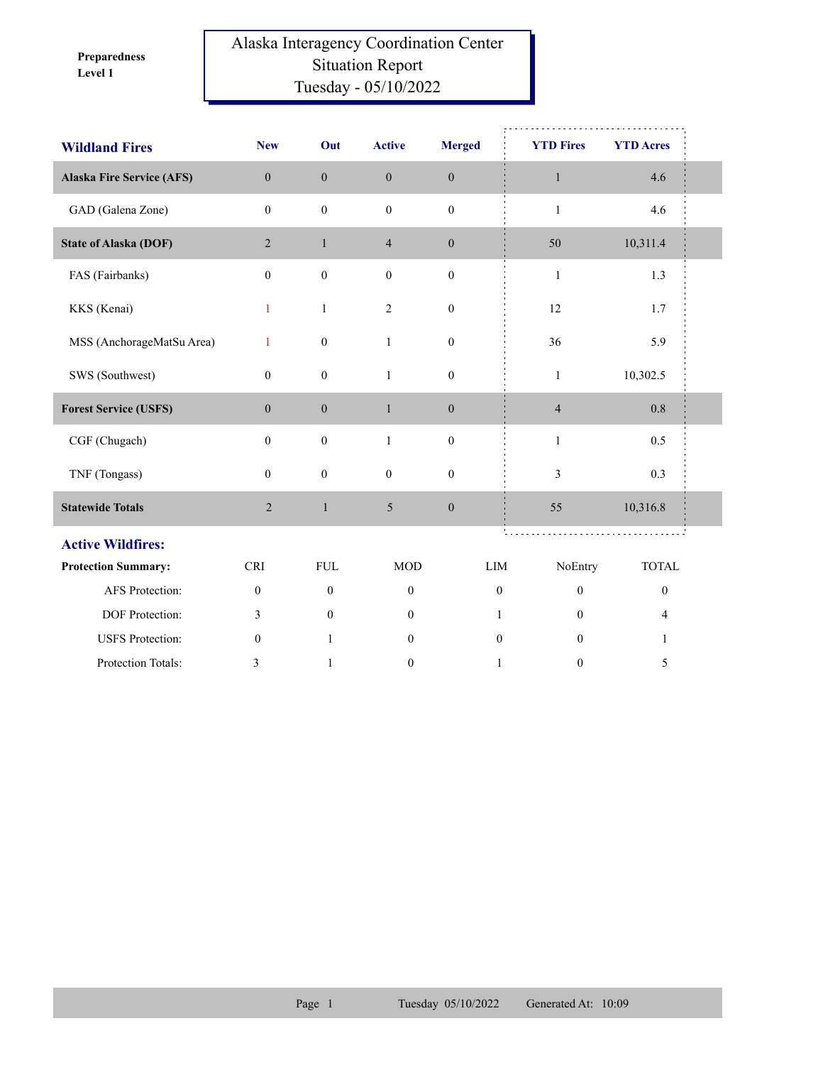**Preparedness Level 1**

# Alaska Interagency Coordination Center
## Situation Report
### Tuesday - 05/10/2022

| Wildland Fires | New | Out | Active | Merged | YTD Fires | YTD Acres |
|---|---|---|---|---|---|---|
| **Alaska Fire Service (AFS)** | 0 | 0 | 0 | 0 | 1 | 4.6 |
| GAD (Galena Zone) | 0 | 0 | 0 | 0 | 1 | 4.6 |
| **State of Alaska (DOF)** | 2 | 1 | 4 | 0 | 50 | 10,311.4 |
| FAS (Fairbanks) | 0 | 0 | 0 | 0 | 1 | 1.3 |
| KKS (Kenai) | 1 | 1 | 2 | 0 | 12 | 1.7 |
| MSS (AnchorageMatSu Area) | 1 | 0 | 1 | 0 | 36 | 5.9 |
| SWS (Southwest) | 0 | 0 | 1 | 0 | 1 | 10,302.5 |
| **Forest Service (USFS)** | 0 | 0 | 1 | 0 | 4 | 0.8 |
| CGF (Chugach) | 0 | 0 | 1 | 0 | 1 | 0.5 |
| TNF (Tongass) | 0 | 0 | 0 | 0 | 3 | 0.3 |
| **Statewide Totals** | 2 | 1 | 5 | 0 | 55 | 10,316.8 |

## Active Wildfires:

| Protection Summary: | CRI | FUL | MOD | LIM | NoEntry | TOTAL |
|---|---|---|---|---|---|---|
| AFS Protection: | 0 | 0 | 0 | 0 | 0 | 0 |
| DOF Protection: | 3 | 0 | 0 | 1 | 0 | 4 |
| USFS Protection: | 0 | 1 | 0 | 0 | 0 | 1 |
| Protection Totals: | 3 | 1 | 0 | 1 | 0 | 5 |

Tuesday 05/10/2022 Generated At: 10:09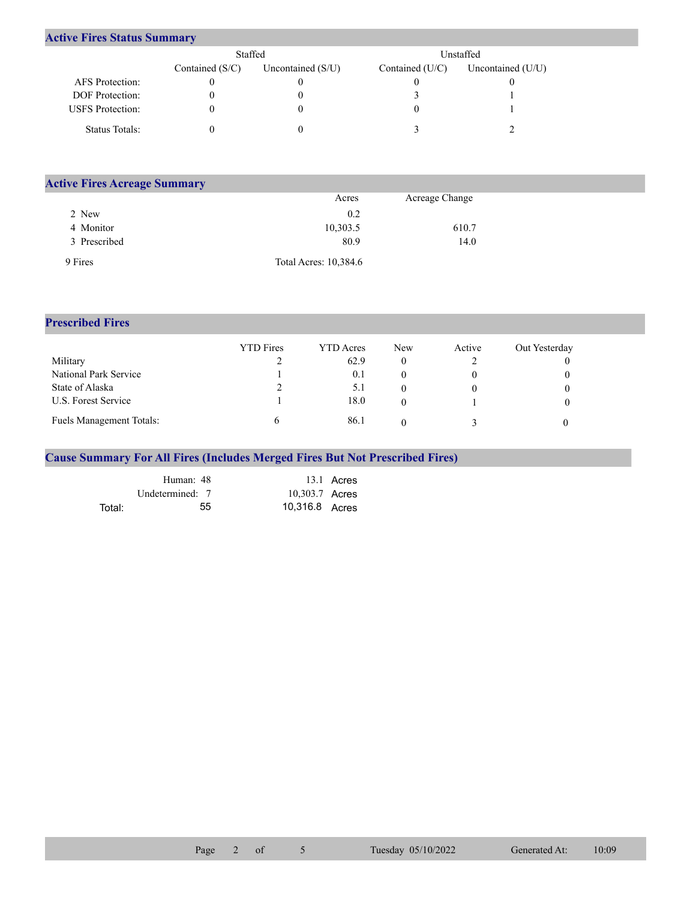## Active Fires Status Summary

| | Staffed | | Unstaffed | |
|---|---|---|---|---|
| | Contained (S/C) | Uncontained (S/U) | Contained (U/C) | Uncontained (U/U) |
| AFS Protection: | 0 | 0 | 0 | 0 |
| DOF Protection: | 0 | 0 | 3 | 1 |
| USFS Protection: | 0 | 0 | 0 | 1 |
| Status Totals: | 0 | 0 | 3 | 2 |

## Active Fires Acreage Summary

| | Acres | Acreage Change |
|---|---|---|
| 2 New | 0.2 | |
| 4 Monitor | 10,303.5 | 610.7 |
| 3 Prescribed | 80.9 | 14.0 |
| 9 Fires | Total Acres: 10,384.6 | |

## Prescribed Fires

| | YTD Fires | YTD Acres | New | Active | Out Yesterday |
|---|---|---|---|---|---|
| Military | 2 | 62.9 | 0 | 2 | 0 |
| National Park Service | 1 | 0.1 | 0 | 0 | 0 |
| State of Alaska | 2 | 5.1 | 0 | 0 | 0 |
| U.S. Forest Service | 1 | 18.0 | 0 | 1 | 0 |
| Fuels Management Totals: | 6 | 86.1 | 0 | 3 | 0 |

## Cause Summary For All Fires (Includes Merged Fires But Not Prescribed Fires)

| | Fires | Acres |
|---|---|---|
| Human: | 48 | 13.1 Acres |
| Undetermined: | 7 | 10,303.7 Acres |
| Total: | 55 | 10,316.8 Acres |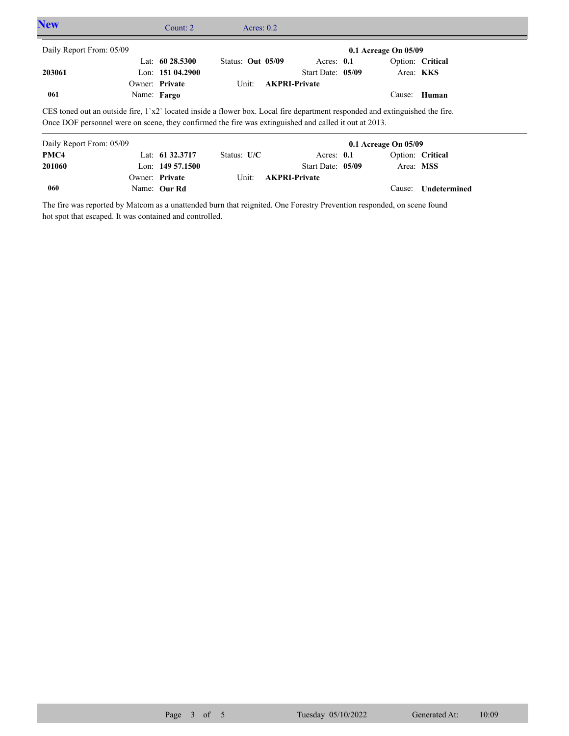## New

Count: 2 Acres: 0.2

| Daily Report From: 05/09 | | | | 0.1 Acreage On 05/09 |
|---|---|---|---|---|
| | Lat: **60 28.5300** | Status: **Out 05/09** | Acres: **0.1** | Option: **Critical** |
| **203061** | Lon: **151 04.2900** | | Start Date: **05/09** | Area: **KKS** |
| | Owner: **Private** | Unit: **AKPRI-Private** | | |
| **061** | Name: **Fargo** | | | Cause: **Human** |

CES toned out an outside fire, 1`x2` located inside a flower box. Local fire department responded and extinguished the fire. Once DOF personnel were on scene, they confirmed the fire was extinguished and called it out at 2013.

| Daily Report From: 05/09 | | | | 0.1 Acreage On 05/09 |
|---|---|---|---|---|
| **PMC4** | Lat: **61 32.3717** | Status: **U/C** | Acres: **0.1** | Option: **Critical** |
| **201060** | Lon: **149 57.1500** | | Start Date: **05/09** | Area: **MSS** |
| | Owner: **Private** | Unit: **AKPRI-Private** | | |
| **060** | Name: **Our Rd** | | | Cause: **Undetermined** |

The fire was reported by Matcom as a unattended burn that reignited. One Forestry Prevention responded, on scene found hot spot that escaped. It was contained and controlled.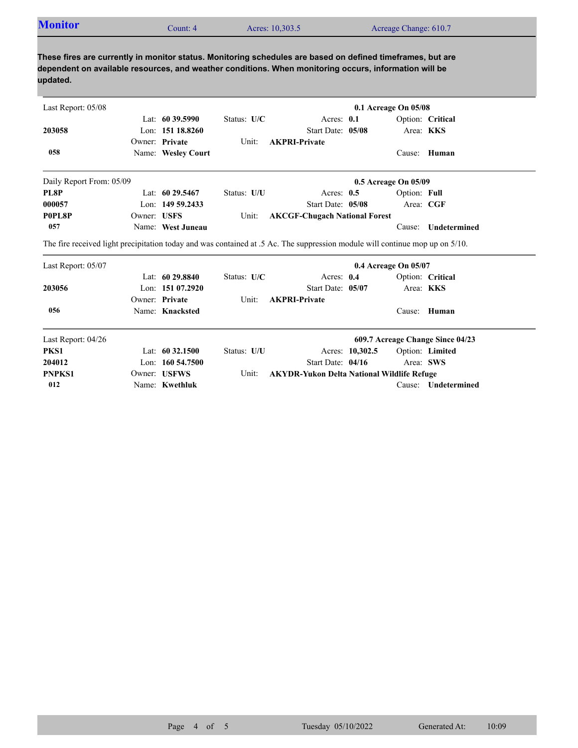## Monitor

Count: 4 | Acres: 10,303.5 | Acreage Change: 610.7

**These fires are currently in monitor status. Monitoring schedules are based on defined timeframes, but are dependent on available resources, and weather conditions. When monitoring occurs, information will be updated.**

---

Last Report: 05/08 — **0.1 Acreage On 05/08**

| | | | | |
|---|---|---|---|---|
| | Lat: **60 39.5990** | Status: **U/C** | Acres: **0.1** | Option: **Critical** |
| **203058** | Lon: **151 18.8260** | | Start Date: **05/08** | Area: **KKS** |
| | Owner: **Private** | Unit: **AKPRI-Private** | | |
| **058** | Name: **Wesley Court** | | | Cause: **Human** |

---

Daily Report From: 05/09 — **0.5 Acreage On 05/09**

| | | | | |
|---|---|---|---|---|
| **PL8P** | Lat: **60 29.5467** | Status: **U/U** | Acres: **0.5** | Option: **Full** |
| **000057** | Lon: **149 59.2433** | | Start Date: **05/08** | Area: **CGF** |
| **P0PL8P** | Owner: **USFS** | Unit: **AKCGF-Chugach National Forest** | | |
| **057** | Name: **West Juneau** | | | Cause: **Undetermined** |

The fire received light precipitation today and was contained at .5 Ac. The suppression module will continue mop up on 5/10.

---

Last Report: 05/07 — **0.4 Acreage On 05/07**

| | | | | |
|---|---|---|---|---|
| | Lat: **60 29.8840** | Status: **U/C** | Acres: **0.4** | Option: **Critical** |
| **203056** | Lon: **151 07.2920** | | Start Date: **05/07** | Area: **KKS** |
| | Owner: **Private** | Unit: **AKPRI-Private** | | |
| **056** | Name: **Knacksted** | | | Cause: **Human** |

---

Last Report: 04/26 — **609.7 Acreage Change Since 04/23**

| | | | | |
|---|---|---|---|---|
| **PKS1** | Lat: **60 32.1500** | Status: **U/U** | Acres: **10,302.5** | Option: **Limited** |
| **204012** | Lon: **160 54.7500** | | Start Date: **04/16** | Area: **SWS** |
| **PNPKS1** | Owner: **USFWS** | Unit: **AKYDR-Yukon Delta National Wildlife Refuge** | | |
| **012** | Name: **Kwethluk** | | | Cause: **Undetermined** |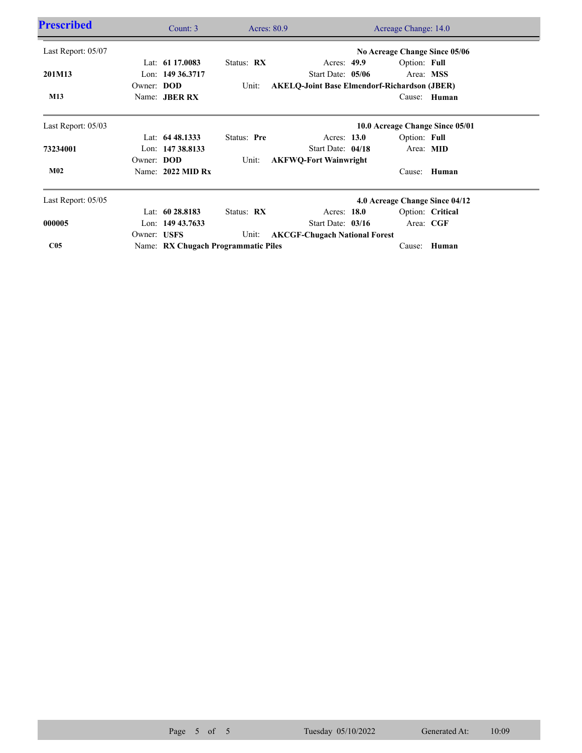## Prescribed

Count: 3 | Acres: 80.9 | Acreage Change: 14.0

---

Last Report: 05/07 — **No Acreage Change Since 05/06**

**201M13**
**M13**

Lat: **61 17.0083** | Status: **RX** | Acres: **49.9** | Option: **Full**
Lon: **149 36.3717** | Start Date: **05/06** | Area: **MSS**
Owner: **DOD** | Unit: **AKELQ-Joint Base Elmendorf-Richardson (JBER)**
Name: **JBER RX** | Cause: **Human**

---

Last Report: 05/03 — **10.0 Acreage Change Since 05/01**

**73234001**
**M02**

Lat: **64 48.1333** | Status: **Pre** | Acres: **13.0** | Option: **Full**
Lon: **147 38.8133** | Start Date: **04/18** | Area: **MID**
Owner: **DOD** | Unit: **AKFWQ-Fort Wainwright**
Name: **2022 MID Rx** | Cause: **Human**

---

Last Report: 05/05 — **4.0 Acreage Change Since 04/12**

**000005**
**C05**

Lat: **60 28.8183** | Status: **RX** | Acres: **18.0** | Option: **Critical**
Lon: **149 43.7633** | Start Date: **03/16** | Area: **CGF**
Owner: **USFS** | Unit: **AKCGF-Chugach National Forest**
Name: **RX Chugach Programmatic Piles** | Cause: **Human**